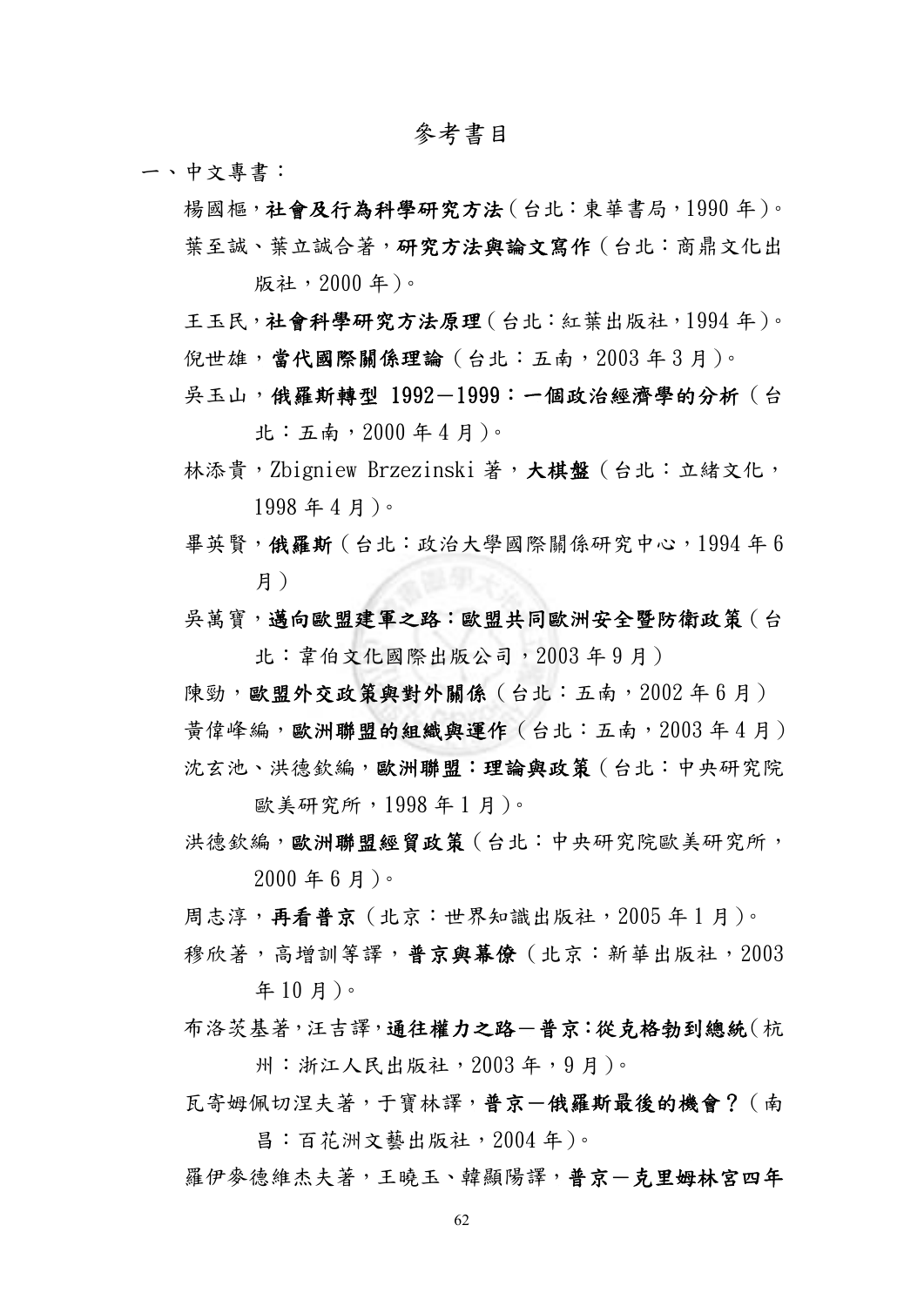# 參考書目

## 一、中文專書：

楊國樞，**社會及行為科學研究方法**（台北：東華書局，1990 年）。

葉至誠、葉立誠合著，**研究方法與論文寫作**（台北：商鼎文化出版社，2000 年）。

王玉民，**社會科學研究方法原理**（台北：紅葉出版社，1994 年）。

倪世雄，**當代國際關係理論**（台北：五南，2003 年 3 月）。

吳玉山，**俄羅斯轉型 1992－1999：一個政治經濟學的分析**（台北：五南，2000 年 4 月）。

林添貴，Zbigniew Brzezinski 著，**大棋盤**（台北：立緒文化，1998 年 4 月）。

畢英賢，**俄羅斯**（台北：政治大學國際關係研究中心，1994 年 6 月）

吳萬寶，**邁向歐盟建軍之路：歐盟共同歐洲安全暨防衛政策**（台北：韋伯文化國際出版公司，2003 年 9 月）

陳勁，**歐盟外交政策與對外關係**（台北：五南，2002 年 6 月）

黃偉峰編，**歐洲聯盟的組織與運作**（台北：五南，2003 年 4 月）

沈玄池、洪德欽編，**歐洲聯盟：理論與政策**（台北：中央研究院歐美研究所，1998 年 1 月）。

洪德欽編，**歐洲聯盟經貿政策**（台北：中央研究院歐美研究所，2000 年 6 月）。

周志淳，**再看普京**（北京：世界知識出版社，2005 年 1 月）。

穆欣著，高增訓等譯，**普京與幕僚**（北京：新華出版社，2003 年 10 月）。

布洛茨基著，汪吉譯，**通往權力之路－普京：從克格勃到總統**（杭州：浙江人民出版社，2003 年，9 月）。

瓦寄姆佩切涅夫著，于寶林譯，**普京－俄羅斯最後的機會？**（南昌：百花洲文藝出版社，2004 年）。

羅伊麥德維杰夫著，王曉玉、韓顯陽譯，**普京－克里姆林宮四年**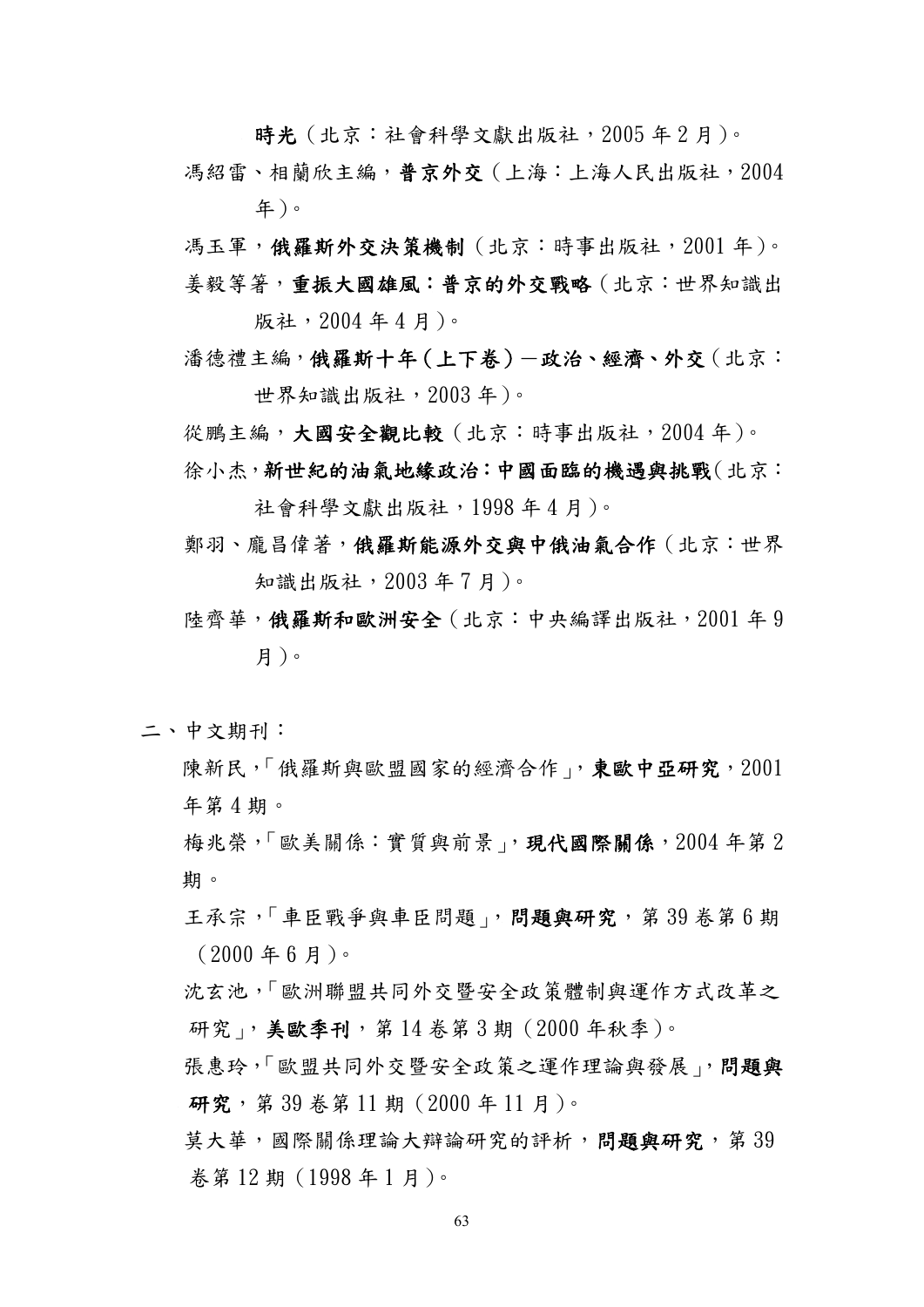**時光**（北京：社會科學文獻出版社，2005 年 2 月）。

馮紹雷、相蘭欣主編，**普京外交**（上海：上海人民出版社，2004 年）。

馮玉軍，**俄羅斯外交決策機制**（北京：時事出版社，2001 年）。

姜毅等著，**重振大國雄風：普京的外交戰略**（北京：世界知識出版社，2004 年 4 月）。

潘德禮主編，**俄羅斯十年（上下卷）－政治、經濟、外交**（北京：世界知識出版社，2003 年）。

從鵬主編，**大國安全觀比較**（北京：時事出版社，2004 年）。

徐小杰，**新世紀的油氣地緣政治：中國面臨的機遇與挑戰**（北京：社會科學文獻出版社，1998 年 4 月）。

鄭羽、龐昌偉著，**俄羅斯能源外交與中俄油氣合作**（北京：世界知識出版社，2003 年 7 月）。

陸齊華，**俄羅斯和歐洲安全**（北京：中央編譯出版社，2001 年 9 月）。

二、中文期刊：

陳新民，「俄羅斯與歐盟國家的經濟合作」，**東歐中亞研究**，2001 年第 4 期。

梅兆榮，「歐美關係：實質與前景」，**現代國際關係**，2004 年第 2 期。

王承宗，「車臣戰爭與車臣問題」，**問題與研究**，第 39 卷第 6 期（2000 年 6 月）。

沈玄池，「歐洲聯盟共同外交暨安全政策體制與運作方式改革之研究」，**美歐季刊**，第 14 卷第 3 期（2000 年秋季）。

張惠玲，「歐盟共同外交暨安全政策之運作理論與發展」，**問題與研究**，第 39 卷第 11 期（2000 年 11 月）。

莫大華，國際關係理論大辯論研究的評析，**問題與研究**，第 39 卷第 12 期（1998 年 1 月）。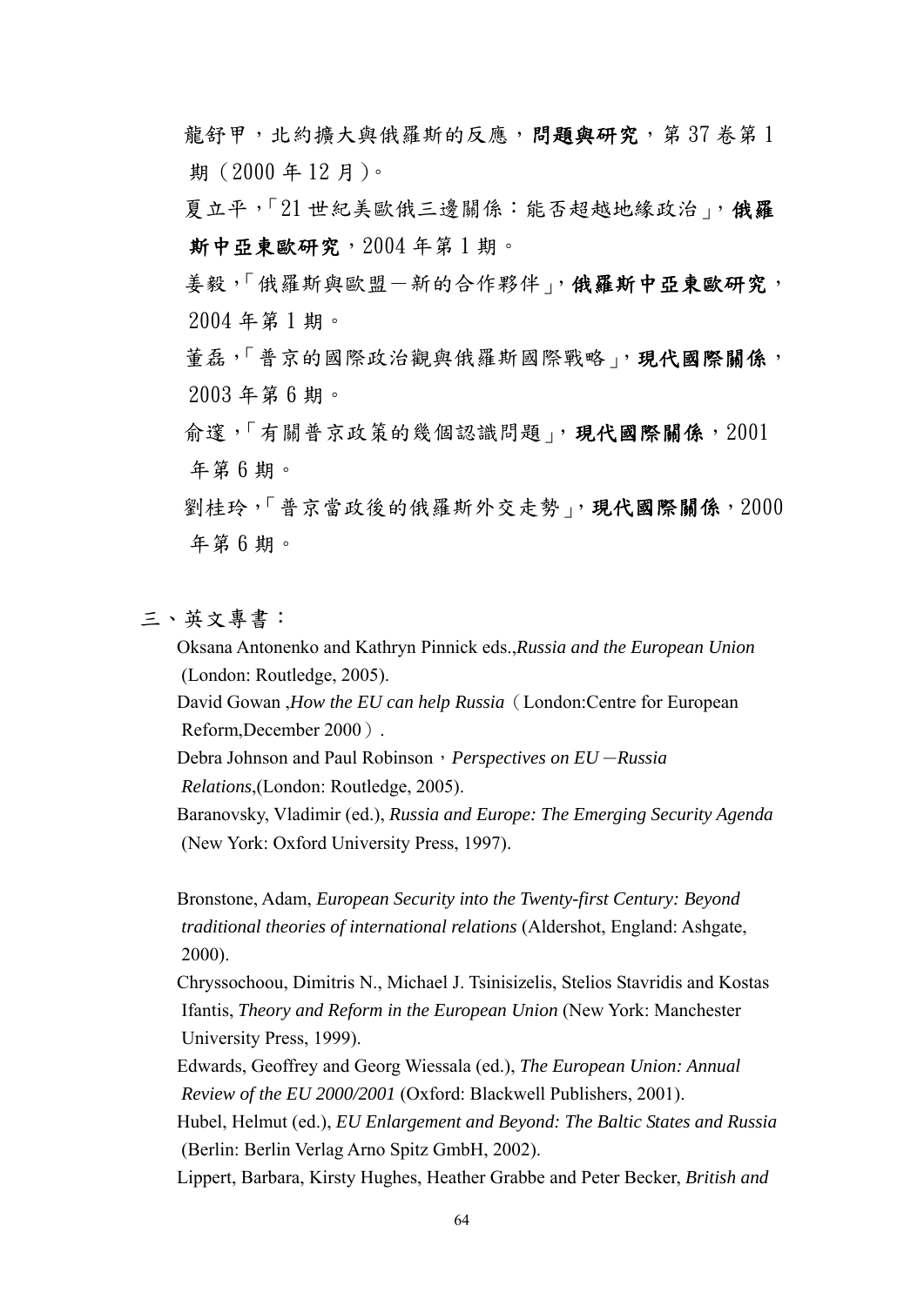龍舒甲，北約擴大與俄羅斯的反應，**問題與研究**，第 37 卷第 1 期（2000 年 12 月）。

夏立平，「21 世紀美歐俄三邊關係：能否超越地緣政治」，**俄羅斯中亞東歐研究**，2004 年第 1 期。

姜毅，「俄羅斯與歐盟－新的合作夥伴」，**俄羅斯中亞東歐研究**，2004 年第 1 期。

董磊，「普京的國際政治觀與俄羅斯國際戰略」，**現代國際關係**，2003 年第 6 期。

俞邃，「有關普京政策的幾個認識問題」，**現代國際關係**，2001 年第 6 期。

劉桂玲，「普京當政後的俄羅斯外交走勢」，**現代國際關係**，2000 年第 6 期。

## 三、英文專書：

Oksana Antonenko and Kathryn Pinnick eds.,*Russia and the European Union* (London: Routledge, 2005).

David Gowan ,*How the EU can help Russia*（London:Centre for European Reform,December 2000）.

Debra Johnson and Paul Robinson，*Perspectives on EU－Russia Relations*,(London: Routledge, 2005).

Baranovsky, Vladimir (ed.), *Russia and Europe: The Emerging Security Agenda* (New York: Oxford University Press, 1997).

Bronstone, Adam, *European Security into the Twenty-first Century: Beyond traditional theories of international relations* (Aldershot, England: Ashgate, 2000).

Chryssochoou, Dimitris N., Michael J. Tsinisizelis, Stelios Stavridis and Kostas Ifantis, *Theory and Reform in the European Union* (New York: Manchester University Press, 1999).

Edwards, Geoffrey and Georg Wiessala (ed.), *The European Union: Annual Review of the EU 2000/2001* (Oxford: Blackwell Publishers, 2001).

Hubel, Helmut (ed.), *EU Enlargement and Beyond: The Baltic States and Russia* (Berlin: Berlin Verlag Arno Spitz GmbH, 2002).

Lippert, Barbara, Kirsty Hughes, Heather Grabbe and Peter Becker, *British and*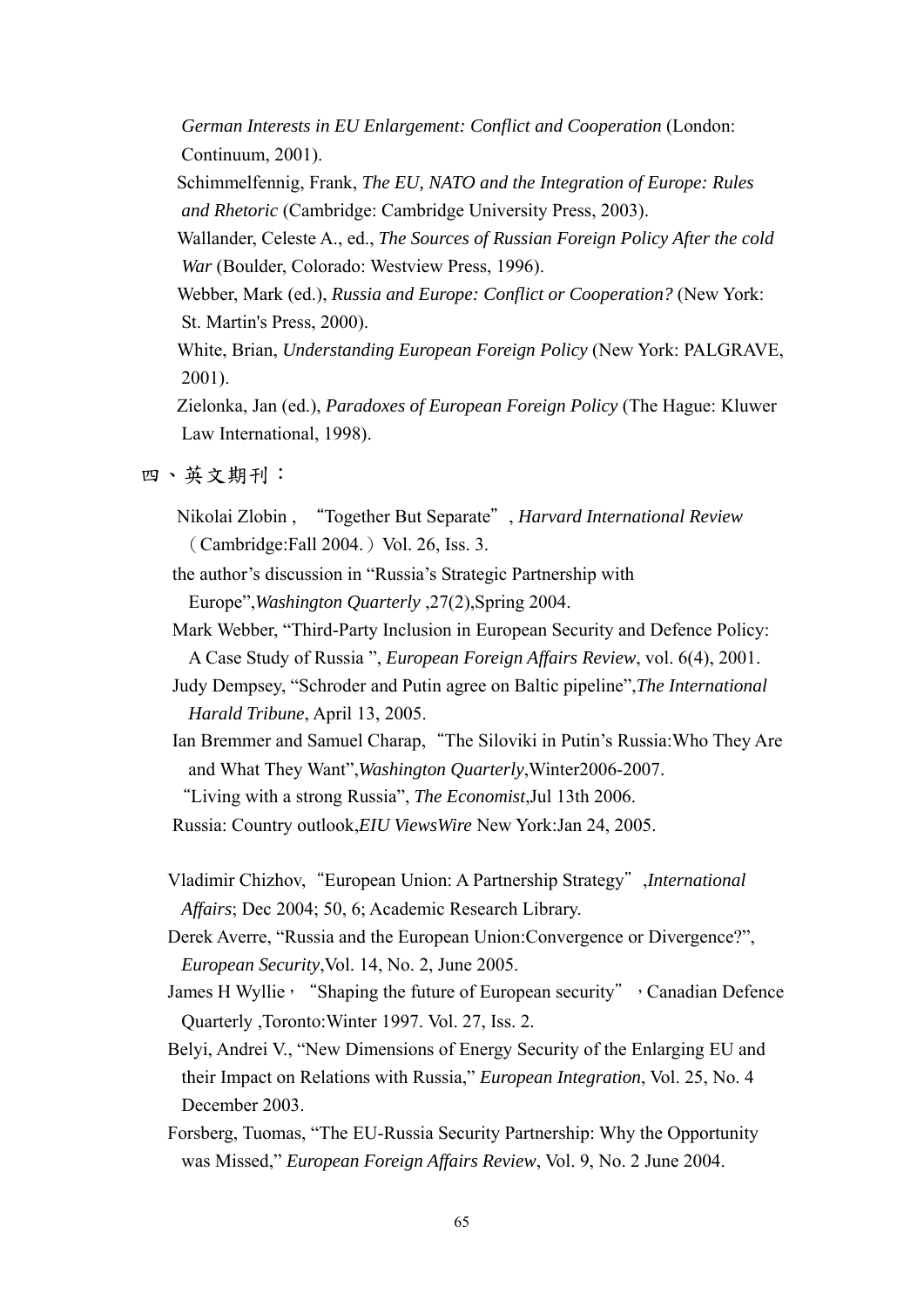*German Interests in EU Enlargement: Conflict and Cooperation* (London: Continuum, 2001).

Schimmelfennig, Frank, *The EU, NATO and the Integration of Europe: Rules and Rhetoric* (Cambridge: Cambridge University Press, 2003).

Wallander, Celeste A., ed., *The Sources of Russian Foreign Policy After the cold War* (Boulder, Colorado: Westview Press, 1996).

Webber, Mark (ed.), *Russia and Europe: Conflict or Cooperation?* (New York: St. Martin's Press, 2000).

White, Brian, *Understanding European Foreign Policy* (New York: PALGRAVE, 2001).

Zielonka, Jan (ed.), *Paradoxes of European Foreign Policy* (The Hague: Kluwer Law International, 1998).

## 四、英文期刊：

Nikolai Zlobin , "Together But Separate", *Harvard International Review* （Cambridge:Fall 2004.）Vol. 26, Iss. 3.

the author's discussion in "Russia's Strategic Partnership with Europe",*Washington Quarterly* ,27(2),Spring 2004.

Mark Webber, "Third-Party Inclusion in European Security and Defence Policy: A Case Study of Russia ", *European Foreign Affairs Review*, vol. 6(4), 2001.

Judy Dempsey, "Schroder and Putin agree on Baltic pipeline",*The International Harald Tribune*, April 13, 2005.

Ian Bremmer and Samuel Charap, "The Siloviki in Putin's Russia:Who They Are and What They Want",*Washington Quarterly*,Winter2006-2007.

"Living with a strong Russia", *The Economist*,Jul 13th 2006.

Russia: Country outlook,*EIU ViewsWire* New York:Jan 24, 2005.

Vladimir Chizhov, "European Union: A Partnership Strategy",*International Affairs*; Dec 2004; 50, 6; Academic Research Library.

Derek Averre, "Russia and the European Union:Convergence or Divergence?", *European Security*,Vol. 14, No. 2, June 2005.

James H Wyllie， "Shaping the future of European security" ，Canadian Defence Quarterly ,Toronto:Winter 1997. Vol. 27, Iss. 2.

Belyi, Andrei V., "New Dimensions of Energy Security of the Enlarging EU and their Impact on Relations with Russia," *European Integration*, Vol. 25, No. 4 December 2003.

Forsberg, Tuomas, "The EU-Russia Security Partnership: Why the Opportunity was Missed," *European Foreign Affairs Review*, Vol. 9, No. 2 June 2004.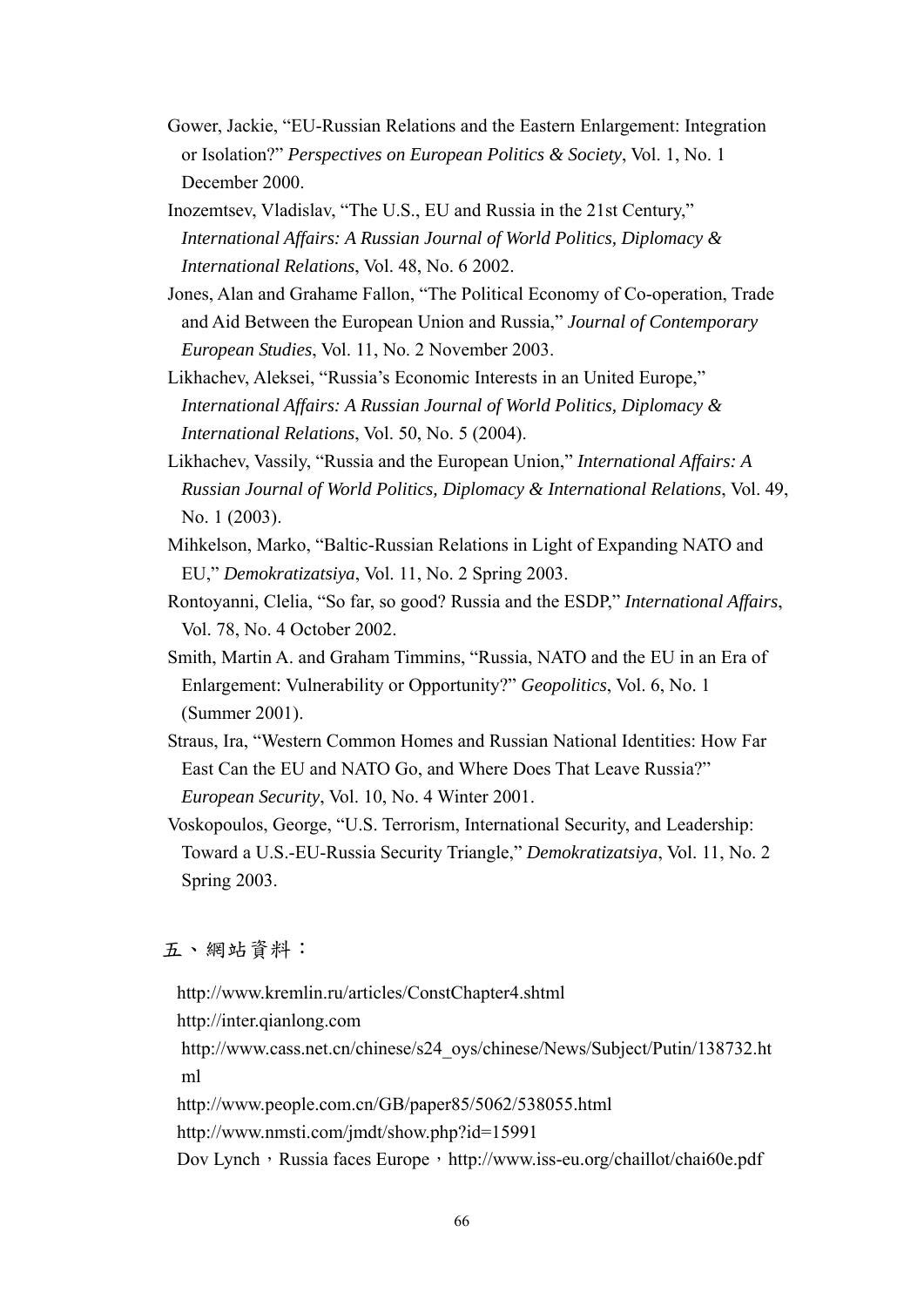Gower, Jackie, “EU-Russian Relations and the Eastern Enlargement: Integration or Isolation?” *Perspectives on European Politics & Society*, Vol. 1, No. 1 December 2000.

Inozemtsev, Vladislav, “The U.S., EU and Russia in the 21st Century,” *International Affairs: A Russian Journal of World Politics, Diplomacy & International Relations*, Vol. 48, No. 6 2002.

Jones, Alan and Grahame Fallon, “The Political Economy of Co-operation, Trade and Aid Between the European Union and Russia,” *Journal of Contemporary European Studies*, Vol. 11, No. 2 November 2003.

Likhachev, Aleksei, “Russia’s Economic Interests in an United Europe,” *International Affairs: A Russian Journal of World Politics, Diplomacy & International Relations*, Vol. 50, No. 5 (2004).

Likhachev, Vassily, “Russia and the European Union,” *International Affairs: A Russian Journal of World Politics, Diplomacy & International Relations*, Vol. 49, No. 1 (2003).

Mihkelson, Marko, “Baltic-Russian Relations in Light of Expanding NATO and EU,” *Demokratizatsiya*, Vol. 11, No. 2 Spring 2003.

Rontoyanni, Clelia, “So far, so good? Russia and the ESDP,” *International Affairs*, Vol. 78, No. 4 October 2002.

Smith, Martin A. and Graham Timmins, “Russia, NATO and the EU in an Era of Enlargement: Vulnerability or Opportunity?” *Geopolitics*, Vol. 6, No. 1 (Summer 2001).

Straus, Ira, “Western Common Homes and Russian National Identities: How Far East Can the EU and NATO Go, and Where Does That Leave Russia?” *European Security*, Vol. 10, No. 4 Winter 2001.

Voskopoulos, George, “U.S. Terrorism, International Security, and Leadership: Toward a U.S.-EU-Russia Security Triangle,” *Demokratizatsiya*, Vol. 11, No. 2 Spring 2003.

## 五、網站資料：

http://www.kremlin.ru/articles/ConstChapter4.shtml

http://inter.qianlong.com

http://www.cass.net.cn/chinese/s24_oys/chinese/News/Subject/Putin/138732.html

http://www.people.com.cn/GB/paper85/5062/538055.html

http://www.nmsti.com/jmdt/show.php?id=15991

Dov Lynch，Russia faces Europe，http://www.iss-eu.org/chaillot/chai60e.pdf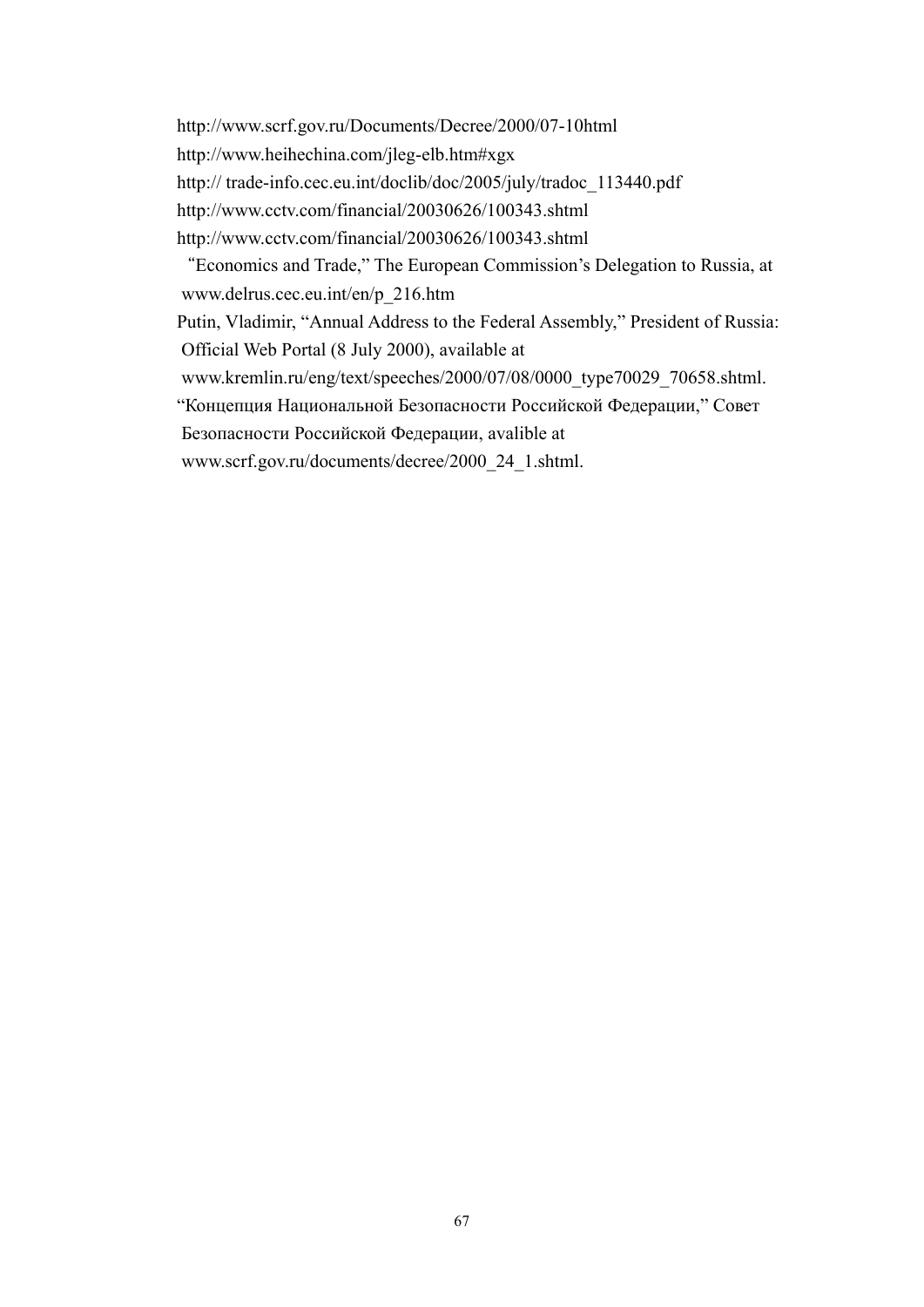http://www.scrf.gov.ru/Documents/Decree/2000/07-10html

http://www.heihechina.com/jleg-elb.htm#xgx

http:// trade-info.cec.eu.int/doclib/doc/2005/july/tradoc_113440.pdf

http://www.cctv.com/financial/20030626/100343.shtml

http://www.cctv.com/financial/20030626/100343.shtml

"Economics and Trade," The European Commission's Delegation to Russia, at www.delrus.cec.eu.int/en/p_216.htm

Putin, Vladimir, "Annual Address to the Federal Assembly," President of Russia: Official Web Portal (8 July 2000), available at www.kremlin.ru/eng/text/speeches/2000/07/08/0000_type70029_70658.shtml.

"Концепция Национальной Безопасности Российской Федерации," Совет Безопасности Российской Федерации, avalible at www.scrf.gov.ru/documents/decree/2000_24_1.shtml.